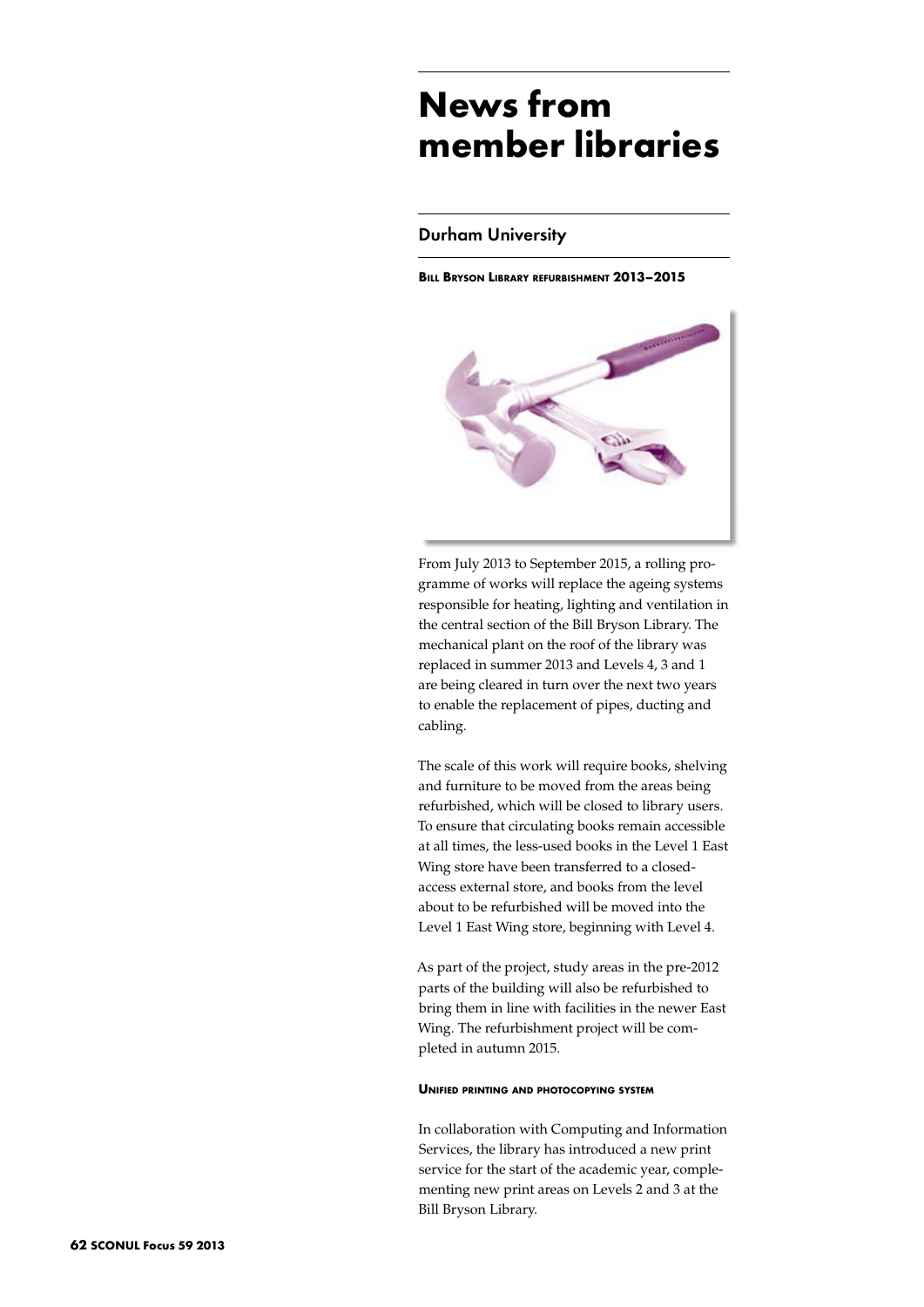# News from member libraries

## Durham University

#### Bill Bryson Library refurbishment 2013–2015

From July 2013 to September 2015, a rolling programme of works will replace the ageing systems responsible for heating, lighting and ventilation in the central section of the Bill Bryson Library. The mechanical plant on the roof of the library was replaced in summer 2013 and Levels 4, 3 and 1 are being cleared in turn over the next two years to enable the replacement of pipes, ducting and cabling.

The scale of this work will require books, shelving and furniture to be moved from the areas being refurbished, which will be closed to library users. To ensure that circulating books remain accessible at all times, the less-used books in the Level 1 East Wing store have been transferred to a closed-access external store, and books from the level about to be refurbished will be moved into the Level 1 East Wing store, beginning with Level 4.

As part of the project, study areas in the pre-2012 parts of the building will also be refurbished to bring them in line with facilities in the newer East Wing. The refurbishment project will be completed in autumn 2015.

#### Unified printing and photocopying system

In collaboration with Computing and Information Services, the library has introduced a new print service for the start of the academic year, complementing new print areas on Levels 2 and 3 at the Bill Bryson Library.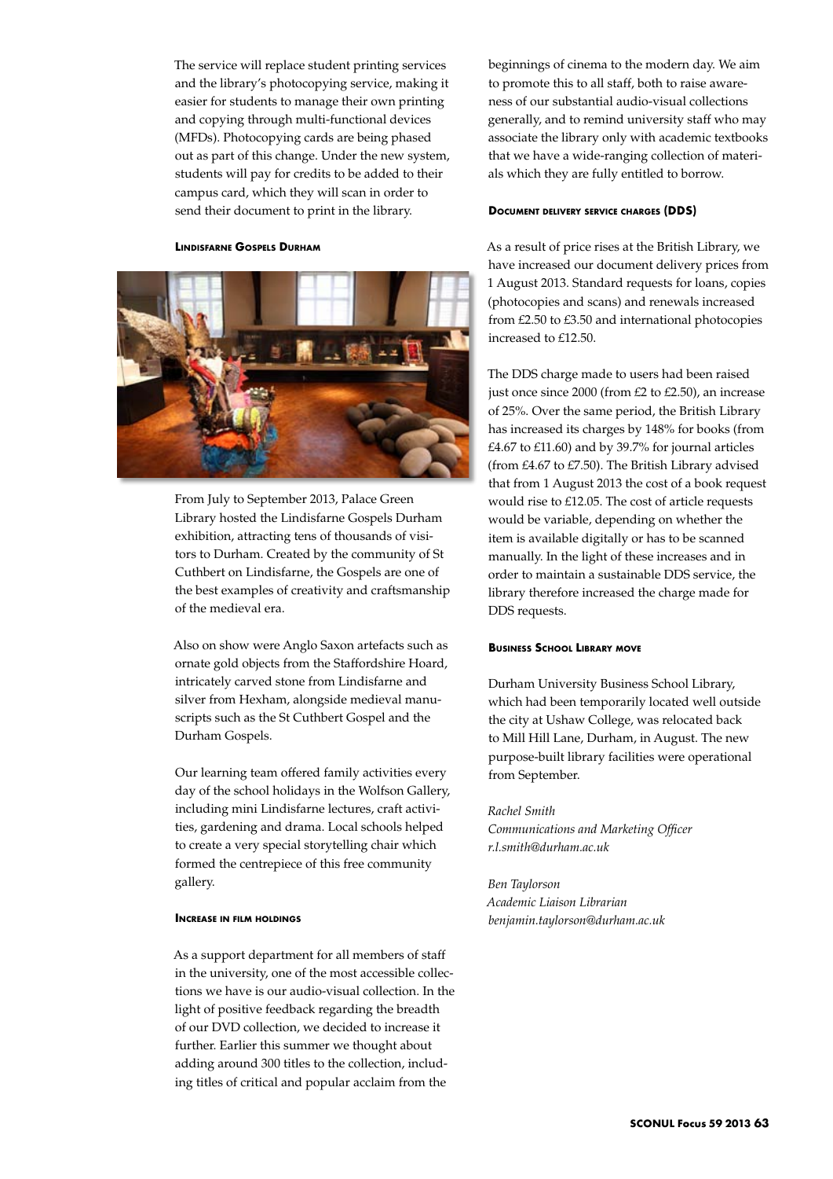The service will replace student printing services and the library's photocopying service, making it easier for students to manage their own printing and copying through multi-functional devices (MFDs). Photocopying cards are being phased out as part of this change. Under the new system, students will pay for credits to be added to their campus card, which they will scan in order to send their document to print in the library.

#### Lindisfarne Gospels Durham

From July to September 2013, Palace Green Library hosted the Lindisfarne Gospels Durham exhibition, attracting tens of thousands of visitors to Durham. Created by the community of St Cuthbert on Lindisfarne, the Gospels are one of the best examples of creativity and craftsmanship of the medieval era.

Also on show were Anglo Saxon artefacts such as ornate gold objects from the Staffordshire Hoard, intricately carved stone from Lindisfarne and silver from Hexham, alongside medieval manuscripts such as the St Cuthbert Gospel and the Durham Gospels.

Our learning team offered family activities every day of the school holidays in the Wolfson Gallery, including mini Lindisfarne lectures, craft activities, gardening and drama. Local schools helped to create a very special storytelling chair which formed the centrepiece of this free community gallery.

#### Increase in film holdings

As a support department for all members of staff in the university, one of the most accessible collections we have is our audio-visual collection. In the light of positive feedback regarding the breadth of our DVD collection, we decided to increase it further. Earlier this summer we thought about adding around 300 titles to the collection, including titles of critical and popular acclaim from the beginnings of cinema to the modern day. We aim to promote this to all staff, both to raise awareness of our substantial audio-visual collections generally, and to remind university staff who may associate the library only with academic textbooks that we have a wide-ranging collection of materials which they are fully entitled to borrow.

#### Document delivery service charges (DDS)

As a result of price rises at the British Library, we have increased our document delivery prices from 1 August 2013. Standard requests for loans, copies (photocopies and scans) and renewals increased from £2.50 to £3.50 and international photocopies increased to £12.50.

The DDS charge made to users had been raised just once since 2000 (from £2 to £2.50), an increase of 25%. Over the same period, the British Library has increased its charges by 148% for books (from £4.67 to £11.60) and by 39.7% for journal articles (from £4.67 to £7.50). The British Library advised that from 1 August 2013 the cost of a book request would rise to £12.05. The cost of article requests would be variable, depending on whether the item is available digitally or has to be scanned manually. In the light of these increases and in order to maintain a sustainable DDS service, the library therefore increased the charge made for DDS requests.

#### Business School Library move

Durham University Business School Library, which had been temporarily located well outside the city at Ushaw College, was relocated back to Mill Hill Lane, Durham, in August. The new purpose-built library facilities were operational from September.

*Rachel Smith*
*Communications and Marketing Officer*
*r.l.smith@durham.ac.uk*

*Ben Taylorson*
*Academic Liaison Librarian*
*benjamin.taylorson@durham.ac.uk*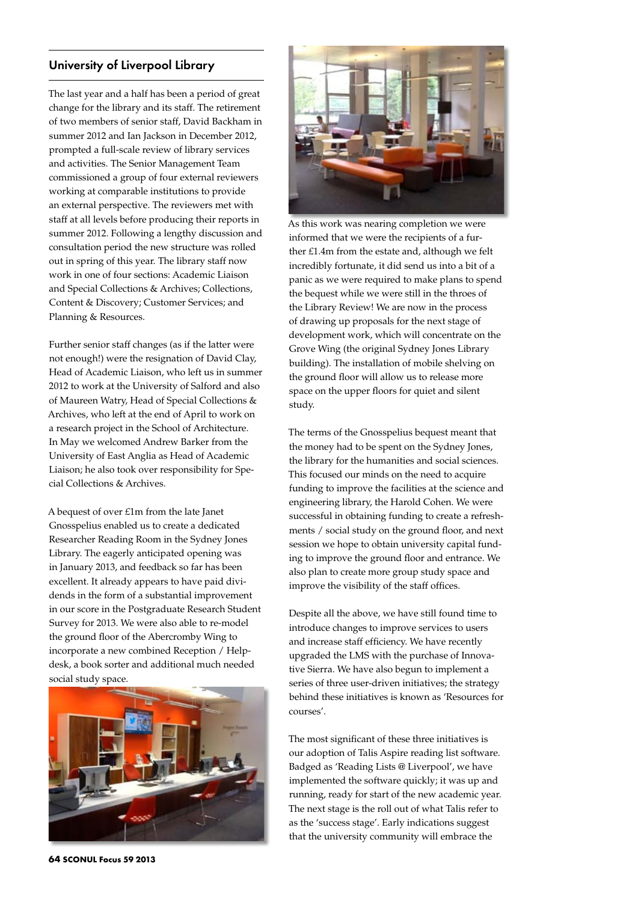## University of Liverpool Library

The last year and a half has been a period of great change for the library and its staff. The retirement of two members of senior staff, David Backham in summer 2012 and Ian Jackson in December 2012, prompted a full-scale review of library services and activities. The Senior Management Team commissioned a group of four external reviewers working at comparable institutions to provide an external perspective. The reviewers met with staff at all levels before producing their reports in summer 2012. Following a lengthy discussion and consultation period the new structure was rolled out in spring of this year. The library staff now work in one of four sections: Academic Liaison and Special Collections & Archives; Collections, Content & Discovery; Customer Services; and Planning & Resources.

Further senior staff changes (as if the latter were not enough!) were the resignation of David Clay, Head of Academic Liaison, who left us in summer 2012 to work at the University of Salford and also of Maureen Watry, Head of Special Collections & Archives, who left at the end of April to work on a research project in the School of Architecture. In May we welcomed Andrew Barker from the University of East Anglia as Head of Academic Liaison; he also took over responsibility for Special Collections & Archives.

A bequest of over £1m from the late Janet Gnosspelius enabled us to create a dedicated Researcher Reading Room in the Sydney Jones Library. The eagerly anticipated opening was in January 2013, and feedback so far has been excellent. It already appears to have paid dividends in the form of a substantial improvement in our score in the Postgraduate Research Student Survey for 2013. We were also able to re-model the ground floor of the Abercromby Wing to incorporate a new combined Reception / Helpdesk, a book sorter and additional much needed social study space.

As this work was nearing completion we were informed that we were the recipients of a further £1.4m from the estate and, although we felt incredibly fortunate, it did send us into a bit of a panic as we were required to make plans to spend the bequest while we were still in the throes of the Library Review! We are now in the process of drawing up proposals for the next stage of development work, which will concentrate on the Grove Wing (the original Sydney Jones Library building). The installation of mobile shelving on the ground floor will allow us to release more space on the upper floors for quiet and silent study.

The terms of the Gnosspelius bequest meant that the money had to be spent on the Sydney Jones, the library for the humanities and social sciences. This focused our minds on the need to acquire funding to improve the facilities at the science and engineering library, the Harold Cohen. We were successful in obtaining funding to create a refreshments / social study on the ground floor, and next session we hope to obtain university capital funding to improve the ground floor and entrance. We also plan to create more group study space and improve the visibility of the staff offices.

Despite all the above, we have still found time to introduce changes to improve services to users and increase staff efficiency. We have recently upgraded the LMS with the purchase of Innovative Sierra. We have also begun to implement a series of three user-driven initiatives; the strategy behind these initiatives is known as 'Resources for courses'.

The most significant of these three initiatives is our adoption of Talis Aspire reading list software. Badged as 'Reading Lists @ Liverpool', we have implemented the software quickly; it was up and running, ready for start of the new academic year. The next stage is the roll out of what Talis refer to as the 'success stage'. Early indications suggest that the university community will embrace the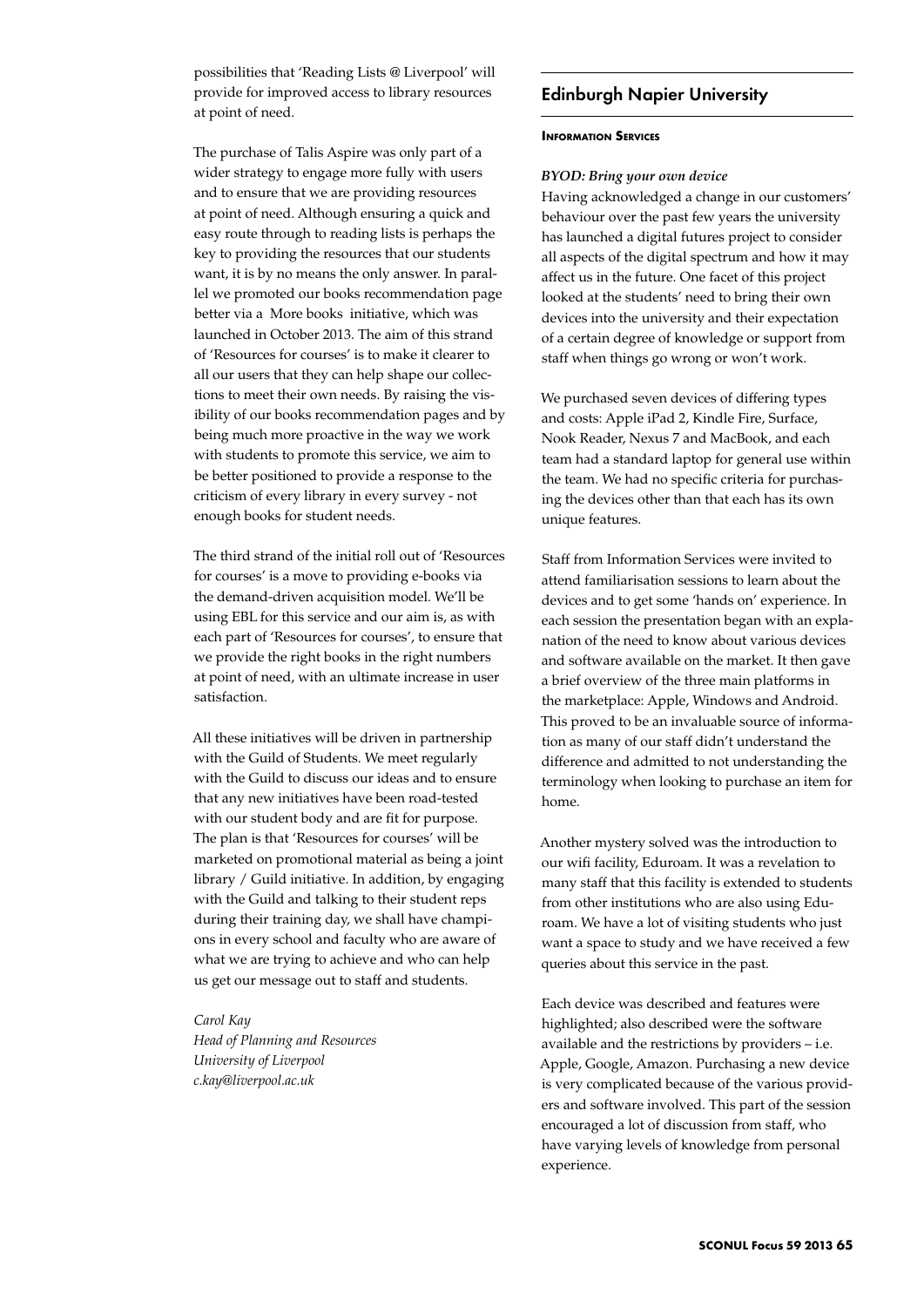possibilities that 'Reading Lists @ Liverpool' will provide for improved access to library resources at point of need.

The purchase of Talis Aspire was only part of a wider strategy to engage more fully with users and to ensure that we are providing resources at point of need. Although ensuring a quick and easy route through to reading lists is perhaps the key to providing the resources that our students want, it is by no means the only answer. In parallel we promoted our books recommendation page better via a More books initiative, which was launched in October 2013. The aim of this strand of 'Resources for courses' is to make it clearer to all our users that they can help shape our collections to meet their own needs. By raising the visibility of our books recommendation pages and by being much more proactive in the way we work with students to promote this service, we aim to be better positioned to provide a response to the criticism of every library in every survey - not enough books for student needs.

The third strand of the initial roll out of 'Resources for courses' is a move to providing e-books via the demand-driven acquisition model. We'll be using EBL for this service and our aim is, as with each part of 'Resources for courses', to ensure that we provide the right books in the right numbers at point of need, with an ultimate increase in user satisfaction.

All these initiatives will be driven in partnership with the Guild of Students. We meet regularly with the Guild to discuss our ideas and to ensure that any new initiatives have been road-tested with our student body and are fit for purpose. The plan is that 'Resources for courses' will be marketed on promotional material as being a joint library / Guild initiative. In addition, by engaging with the Guild and talking to their student reps during their training day, we shall have champions in every school and faculty who are aware of what we are trying to achieve and who can help us get our message out to staff and students.

*Carol Kay*
*Head of Planning and Resources*
*University of Liverpool*
*c.kay@liverpool.ac.uk*

## Edinburgh Napier University

**Information Services**

***BYOD: Bring your own device***

Having acknowledged a change in our customers' behaviour over the past few years the university has launched a digital futures project to consider all aspects of the digital spectrum and how it may affect us in the future. One facet of this project looked at the students' need to bring their own devices into the university and their expectation of a certain degree of knowledge or support from staff when things go wrong or won't work.

We purchased seven devices of differing types and costs: Apple iPad 2, Kindle Fire, Surface, Nook Reader, Nexus 7 and MacBook, and each team had a standard laptop for general use within the team. We had no specific criteria for purchasing the devices other than that each has its own unique features.

Staff from Information Services were invited to attend familiarisation sessions to learn about the devices and to get some 'hands on' experience. In each session the presentation began with an explanation of the need to know about various devices and software available on the market. It then gave a brief overview of the three main platforms in the marketplace: Apple, Windows and Android. This proved to be an invaluable source of information as many of our staff didn't understand the difference and admitted to not understanding the terminology when looking to purchase an item for home.

Another mystery solved was the introduction to our wifi facility, Eduroam. It was a revelation to many staff that this facility is extended to students from other institutions who are also using Eduroam. We have a lot of visiting students who just want a space to study and we have received a few queries about this service in the past.

Each device was described and features were highlighted; also described were the software available and the restrictions by providers – i.e. Apple, Google, Amazon. Purchasing a new device is very complicated because of the various providers and software involved. This part of the session encouraged a lot of discussion from staff, who have varying levels of knowledge from personal experience.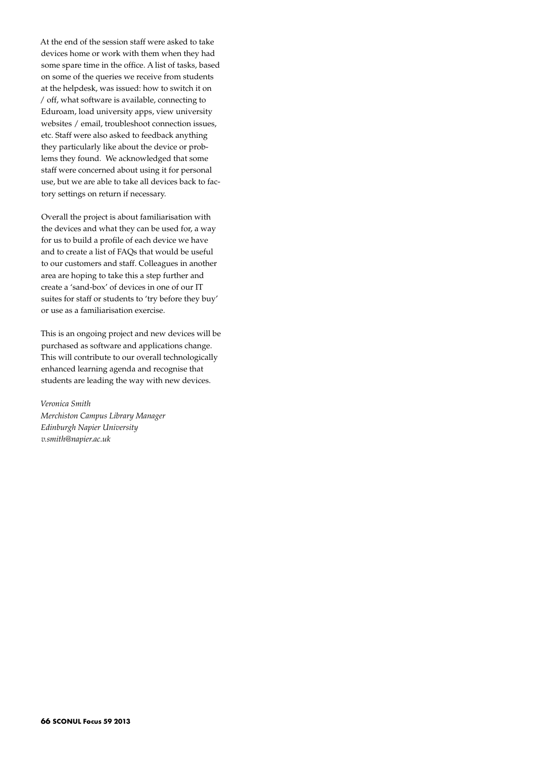At the end of the session staff were asked to take devices home or work with them when they had some spare time in the office. A list of tasks, based on some of the queries we receive from students at the helpdesk, was issued: how to switch it on / off, what software is available, connecting to Eduroam, load university apps, view university websites / email, troubleshoot connection issues, etc. Staff were also asked to feedback anything they particularly like about the device or problems they found. We acknowledged that some staff were concerned about using it for personal use, but we are able to take all devices back to factory settings on return if necessary.

Overall the project is about familiarisation with the devices and what they can be used for, a way for us to build a profile of each device we have and to create a list of FAQs that would be useful to our customers and staff. Colleagues in another area are hoping to take this a step further and create a 'sand-box' of devices in one of our IT suites for staff or students to 'try before they buy' or use as a familiarisation exercise.

This is an ongoing project and new devices will be purchased as software and applications change. This will contribute to our overall technologically enhanced learning agenda and recognise that students are leading the way with new devices.

*Veronica Smith*
*Merchiston Campus Library Manager*
*Edinburgh Napier University*
*v.smith@napier.ac.uk*